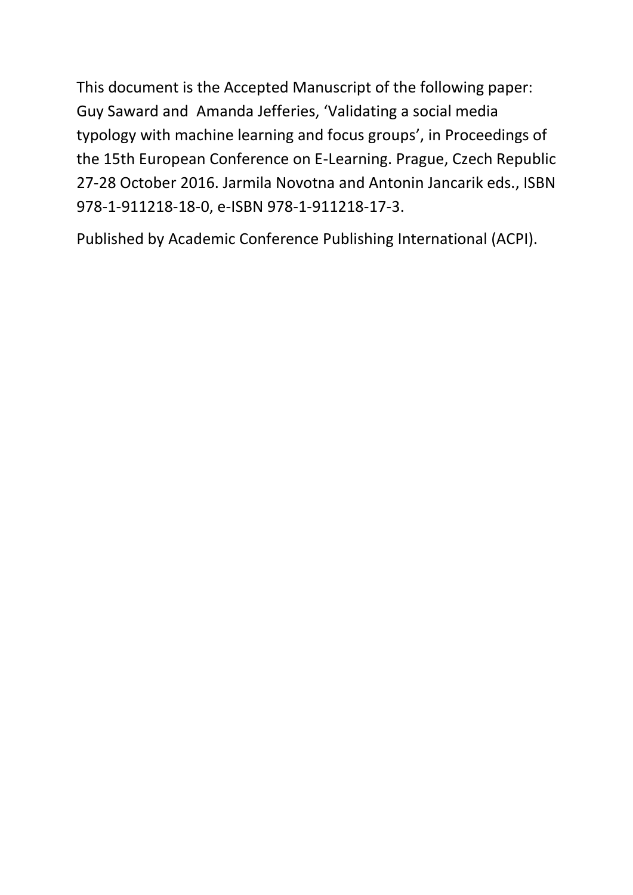This document is the Accepted Manuscript of the following paper: Guy Saward and Amanda Jefferies, 'Validating a social media typology with machine learning and focus groups', in Proceedings of the 15th European Conference on E-Learning. Prague, Czech Republic 27-28 October 2016. Jarmila Novotna and Antonin Jancarik eds., ISBN 978-1-911218-18-0, e-ISBN 978-1-911218-17-3.

Published by Academic Conference Publishing International (ACPI).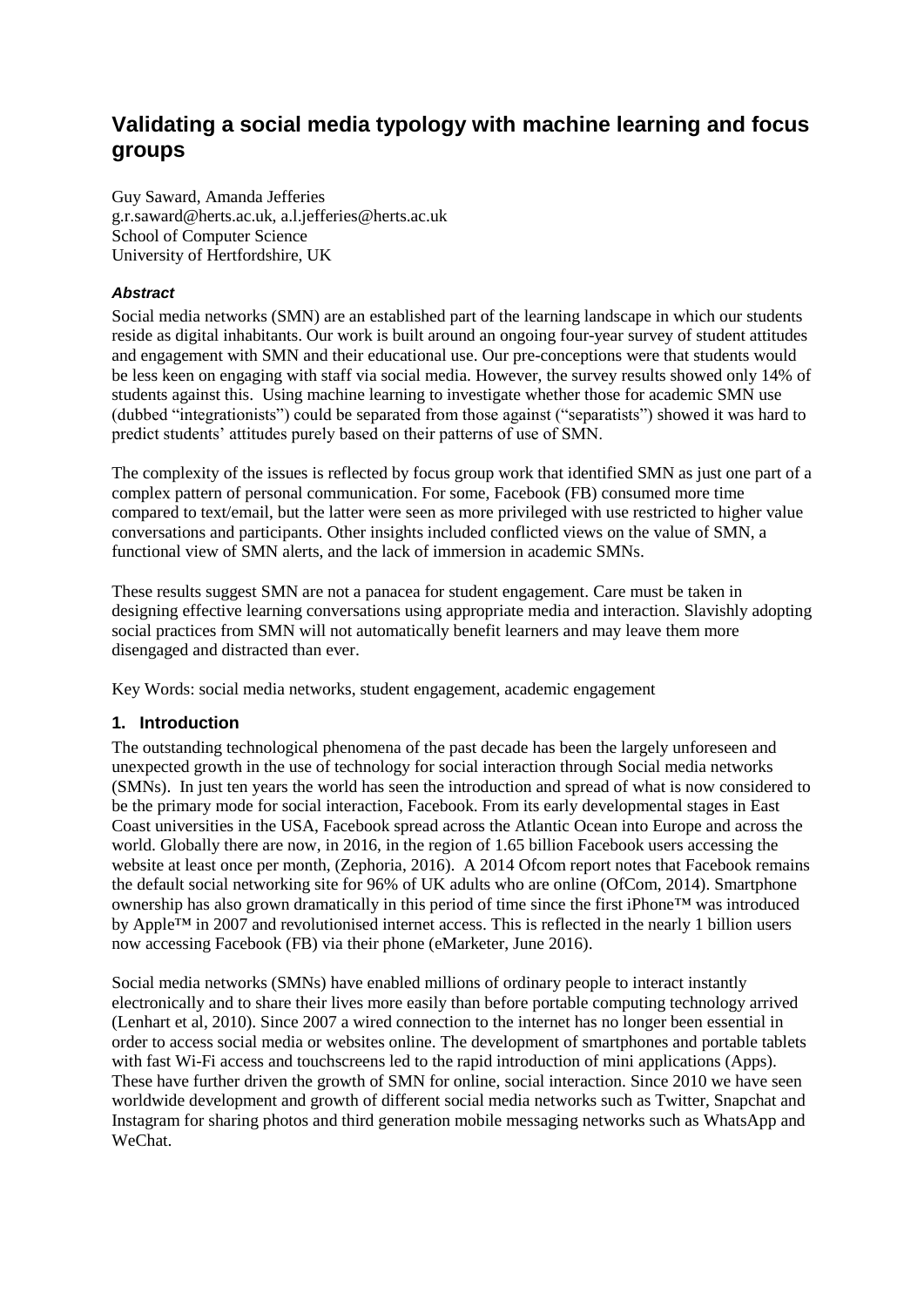# Validating a social media typology with machine learning and focus groups

Guy Saward, Amanda Jefferies  
g.r.saward@herts.ac.uk, a.l.jefferies@herts.ac.uk  
School of Computer Science  
University of Hertfordshire, UK

### *Abstract*

Social media networks (SMN) are an established part of the learning landscape in which our students reside as digital inhabitants. Our work is built around an ongoing four-year survey of student attitudes and engagement with SMN and their educational use. Our pre-conceptions were that students would be less keen on engaging with staff via social media. However, the survey results showed only 14% of students against this. Using machine learning to investigate whether those for academic SMN use (dubbed "integrationists") could be separated from those against ("separatists") showed it was hard to predict students' attitudes purely based on their patterns of use of SMN.

The complexity of the issues is reflected by focus group work that identified SMN as just one part of a complex pattern of personal communication. For some, Facebook (FB) consumed more time compared to text/email, but the latter were seen as more privileged with use restricted to higher value conversations and participants. Other insights included conflicted views on the value of SMN, a functional view of SMN alerts, and the lack of immersion in academic SMNs.

These results suggest SMN are not a panacea for student engagement. Care must be taken in designing effective learning conversations using appropriate media and interaction. Slavishly adopting social practices from SMN will not automatically benefit learners and may leave them more disengaged and distracted than ever.

Key Words: social media networks, student engagement, academic engagement

## 1. Introduction

The outstanding technological phenomena of the past decade has been the largely unforeseen and unexpected growth in the use of technology for social interaction through Social media networks (SMNs). In just ten years the world has seen the introduction and spread of what is now considered to be the primary mode for social interaction, Facebook. From its early developmental stages in East Coast universities in the USA, Facebook spread across the Atlantic Ocean into Europe and across the world. Globally there are now, in 2016, in the region of 1.65 billion Facebook users accessing the website at least once per month, (Zephoria, 2016). A 2014 Ofcom report notes that Facebook remains the default social networking site for 96% of UK adults who are online (OfCom, 2014). Smartphone ownership has also grown dramatically in this period of time since the first iPhone™ was introduced by Apple™ in 2007 and revolutionised internet access. This is reflected in the nearly 1 billion users now accessing Facebook (FB) via their phone (eMarketer, June 2016).

Social media networks (SMNs) have enabled millions of ordinary people to interact instantly electronically and to share their lives more easily than before portable computing technology arrived (Lenhart et al, 2010). Since 2007 a wired connection to the internet has no longer been essential in order to access social media or websites online. The development of smartphones and portable tablets with fast Wi-Fi access and touchscreens led to the rapid introduction of mini applications (Apps). These have further driven the growth of SMN for online, social interaction. Since 2010 we have seen worldwide development and growth of different social media networks such as Twitter, Snapchat and Instagram for sharing photos and third generation mobile messaging networks such as WhatsApp and WeChat.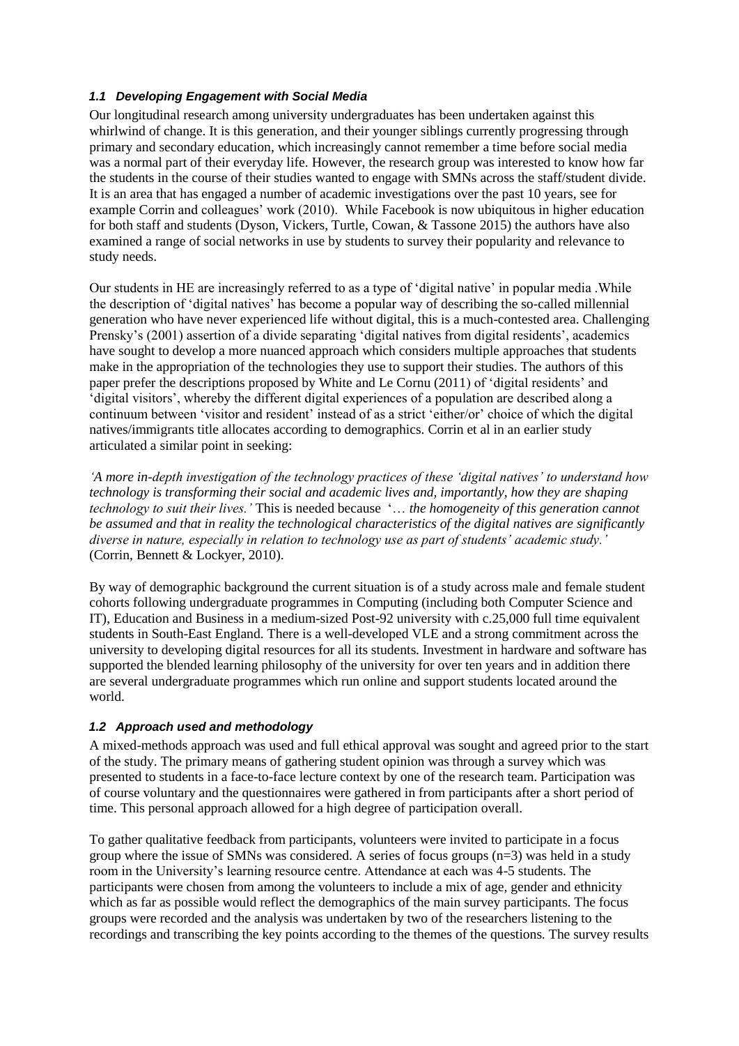### *1.1 Developing Engagement with Social Media*

Our longitudinal research among university undergraduates has been undertaken against this whirlwind of change. It is this generation, and their younger siblings currently progressing through primary and secondary education, which increasingly cannot remember a time before social media was a normal part of their everyday life. However, the research group was interested to know how far the students in the course of their studies wanted to engage with SMNs across the staff/student divide. It is an area that has engaged a number of academic investigations over the past 10 years, see for example Corrin and colleagues' work (2010). While Facebook is now ubiquitous in higher education for both staff and students (Dyson, Vickers, Turtle, Cowan, & Tassone 2015) the authors have also examined a range of social networks in use by students to survey their popularity and relevance to study needs.

Our students in HE are increasingly referred to as a type of 'digital native' in popular media .While the description of 'digital natives' has become a popular way of describing the so-called millennial generation who have never experienced life without digital, this is a much-contested area. Challenging Prensky's (2001) assertion of a divide separating 'digital natives from digital residents', academics have sought to develop a more nuanced approach which considers multiple approaches that students make in the appropriation of the technologies they use to support their studies. The authors of this paper prefer the descriptions proposed by White and Le Cornu (2011) of 'digital residents' and 'digital visitors', whereby the different digital experiences of a population are described along a continuum between 'visitor and resident' instead of as a strict 'either/or' choice of which the digital natives/immigrants title allocates according to demographics. Corrin et al in an earlier study articulated a similar point in seeking:

*'A more in-depth investigation of the technology practices of these 'digital natives' to understand how technology is transforming their social and academic lives and, importantly, how they are shaping technology to suit their lives.'* This is needed because '*… the homogeneity of this generation cannot be assumed and that in reality the technological characteristics of the digital natives are significantly diverse in nature, especially in relation to technology use as part of students' academic study.'* (Corrin, Bennett & Lockyer, 2010).

By way of demographic background the current situation is of a study across male and female student cohorts following undergraduate programmes in Computing (including both Computer Science and IT), Education and Business in a medium-sized Post-92 university with c.25,000 full time equivalent students in South-East England. There is a well-developed VLE and a strong commitment across the university to developing digital resources for all its students. Investment in hardware and software has supported the blended learning philosophy of the university for over ten years and in addition there are several undergraduate programmes which run online and support students located around the world.

### *1.2 Approach used and methodology*

A mixed-methods approach was used and full ethical approval was sought and agreed prior to the start of the study. The primary means of gathering student opinion was through a survey which was presented to students in a face-to-face lecture context by one of the research team. Participation was of course voluntary and the questionnaires were gathered in from participants after a short period of time. This personal approach allowed for a high degree of participation overall.

To gather qualitative feedback from participants, volunteers were invited to participate in a focus group where the issue of SMNs was considered. A series of focus groups (n=3) was held in a study room in the University's learning resource centre. Attendance at each was 4-5 students. The participants were chosen from among the volunteers to include a mix of age, gender and ethnicity which as far as possible would reflect the demographics of the main survey participants. The focus groups were recorded and the analysis was undertaken by two of the researchers listening to the recordings and transcribing the key points according to the themes of the questions. The survey results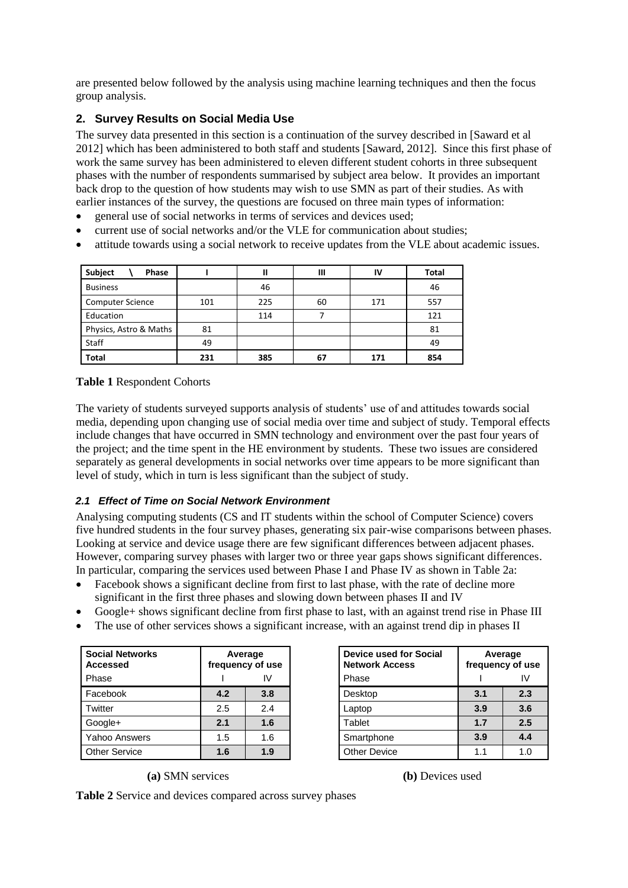are presented below followed by the analysis using machine learning techniques and then the focus group analysis.

## 2. Survey Results on Social Media Use

The survey data presented in this section is a continuation of the survey described in [Saward et al 2012] which has been administered to both staff and students [Saward, 2012]. Since this first phase of work the same survey has been administered to eleven different student cohorts in three subsequent phases with the number of respondents summarised by subject area below. It provides an important back drop to the question of how students may wish to use SMN as part of their studies. As with earlier instances of the survey, the questions are focused on three main types of information:

- general use of social networks in terms of services and devices used;
- current use of social networks and/or the VLE for communication about studies;
- attitude towards using a social network to receive updates from the VLE about academic issues.

| Subject \ Phase | I | II | III | IV | Total |
|---|---|---|---|---|---|
| Business | | 46 | | | 46 |
| Computer Science | 101 | 225 | 60 | 171 | 557 |
| Education | | 114 | 7 | | 121 |
| Physics, Astro & Maths | 81 | | | | 81 |
| Staff | 49 | | | | 49 |
| **Total** | **231** | **385** | **67** | **171** | **854** |

**Table 1** Respondent Cohorts

The variety of students surveyed supports analysis of students' use of and attitudes towards social media, depending upon changing use of social media over time and subject of study. Temporal effects include changes that have occurred in SMN technology and environment over the past four years of the project; and the time spent in the HE environment by students. These two issues are considered separately as general developments in social networks over time appears to be more significant than level of study, which in turn is less significant than the subject of study.

### *2.1 Effect of Time on Social Network Environment*

Analysing computing students (CS and IT students within the school of Computer Science) covers five hundred students in the four survey phases, generating six pair-wise comparisons between phases. Looking at service and device usage there are few significant differences between adjacent phases. However, comparing survey phases with larger two or three year gaps shows significant differences. In particular, comparing the services used between Phase I and Phase IV as shown in Table 2a:

- Facebook shows a significant decline from first to last phase, with the rate of decline more significant in the first three phases and slowing down between phases II and IV
- Google+ shows significant decline from first phase to last, with an against trend rise in Phase III
- The use of other services shows a significant increase, with an against trend dip in phases II

| **Social Networks Accessed** | **Average frequency of use** | |
|---|---|---|
| Phase | I | IV |
| Facebook | **4.2** | **3.8** |
| Twitter | 2.5 | 2.4 |
| Google+ | **2.1** | **1.6** |
| Yahoo Answers | 1.5 | 1.6 |
| Other Service | **1.6** | **1.9** |

**(a)** SMN services

| **Device used for Social Network Access** | **Average frequency of use** | |
|---|---|---|
| Phase | I | IV |
| Desktop | **3.1** | **2.3** |
| Laptop | **3.9** | **3.6** |
| Tablet | **1.7** | **2.5** |
| Smartphone | **3.9** | **4.4** |
| Other Device | 1.1 | 1.0 |

**(b)** Devices used

**Table 2** Service and devices compared across survey phases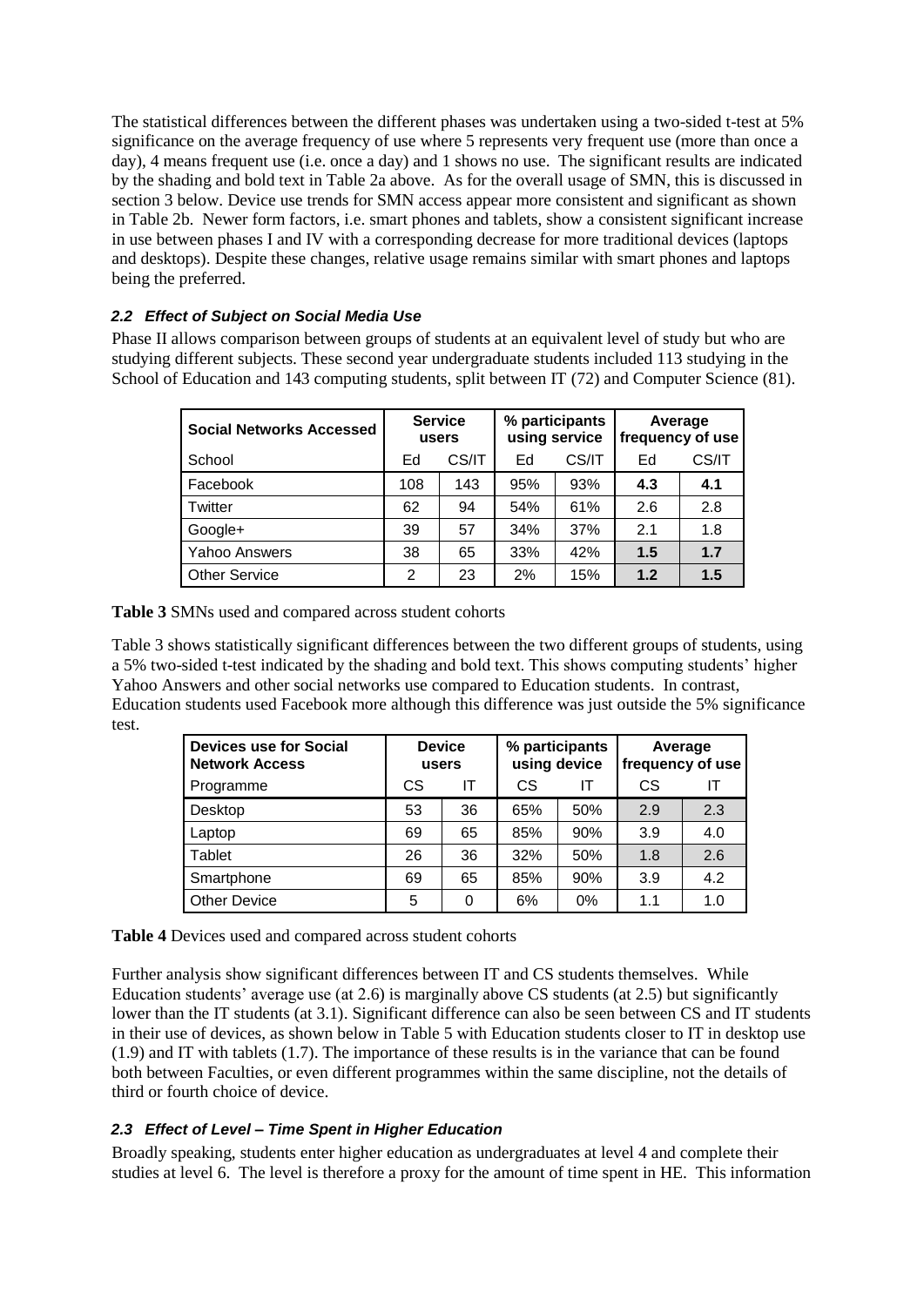The statistical differences between the different phases was undertaken using a two-sided t-test at 5% significance on the average frequency of use where 5 represents very frequent use (more than once a day), 4 means frequent use (i.e. once a day) and 1 shows no use. The significant results are indicated by the shading and bold text in Table 2a above. As for the overall usage of SMN, this is discussed in section 3 below. Device use trends for SMN access appear more consistent and significant as shown in Table 2b. Newer form factors, i.e. smart phones and tablets, show a consistent significant increase in use between phases I and IV with a corresponding decrease for more traditional devices (laptops and desktops). Despite these changes, relative usage remains similar with smart phones and laptops being the preferred.

### *2.2 Effect of Subject on Social Media Use*

Phase II allows comparison between groups of students at an equivalent level of study but who are studying different subjects. These second year undergraduate students included 113 studying in the School of Education and 143 computing students, split between IT (72) and Computer Science (81).

| Social Networks Accessed | Service users | | % participants using service | | Average frequency of use | |
|---|---|---|---|---|---|---|
| School | Ed | CS/IT | Ed | CS/IT | Ed | CS/IT |
| Facebook | 108 | 143 | 95% | 93% | **4.3** | **4.1** |
| Twitter | 62 | 94 | 54% | 61% | 2.6 | 2.8 |
| Google+ | 39 | 57 | 34% | 37% | 2.1 | 1.8 |
| Yahoo Answers | 38 | 65 | 33% | 42% | **1.5** | **1.7** |
| Other Service | 2 | 23 | 2% | 15% | **1.2** | **1.5** |

**Table 3** SMNs used and compared across student cohorts

Table 3 shows statistically significant differences between the two different groups of students, using a 5% two-sided t-test indicated by the shading and bold text. This shows computing students' higher Yahoo Answers and other social networks use compared to Education students. In contrast, Education students used Facebook more although this difference was just outside the 5% significance test.

| Devices use for Social Network Access | Device users | | % participants using device | | Average frequency of use | |
|---|---|---|---|---|---|---|
| Programme | CS | IT | CS | IT | CS | IT |
| Desktop | 53 | 36 | 65% | 50% | 2.9 | 2.3 |
| Laptop | 69 | 65 | 85% | 90% | 3.9 | 4.0 |
| Tablet | 26 | 36 | 32% | 50% | 1.8 | 2.6 |
| Smartphone | 69 | 65 | 85% | 90% | 3.9 | 4.2 |
| Other Device | 5 | 0 | 6% | 0% | 1.1 | 1.0 |

**Table 4** Devices used and compared across student cohorts

Further analysis show significant differences between IT and CS students themselves. While Education students' average use (at 2.6) is marginally above CS students (at 2.5) but significantly lower than the IT students (at 3.1). Significant difference can also be seen between CS and IT students in their use of devices, as shown below in Table 5 with Education students closer to IT in desktop use (1.9) and IT with tablets (1.7). The importance of these results is in the variance that can be found both between Faculties, or even different programmes within the same discipline, not the details of third or fourth choice of device.

### *2.3 Effect of Level – Time Spent in Higher Education*

Broadly speaking, students enter higher education as undergraduates at level 4 and complete their studies at level 6. The level is therefore a proxy for the amount of time spent in HE. This information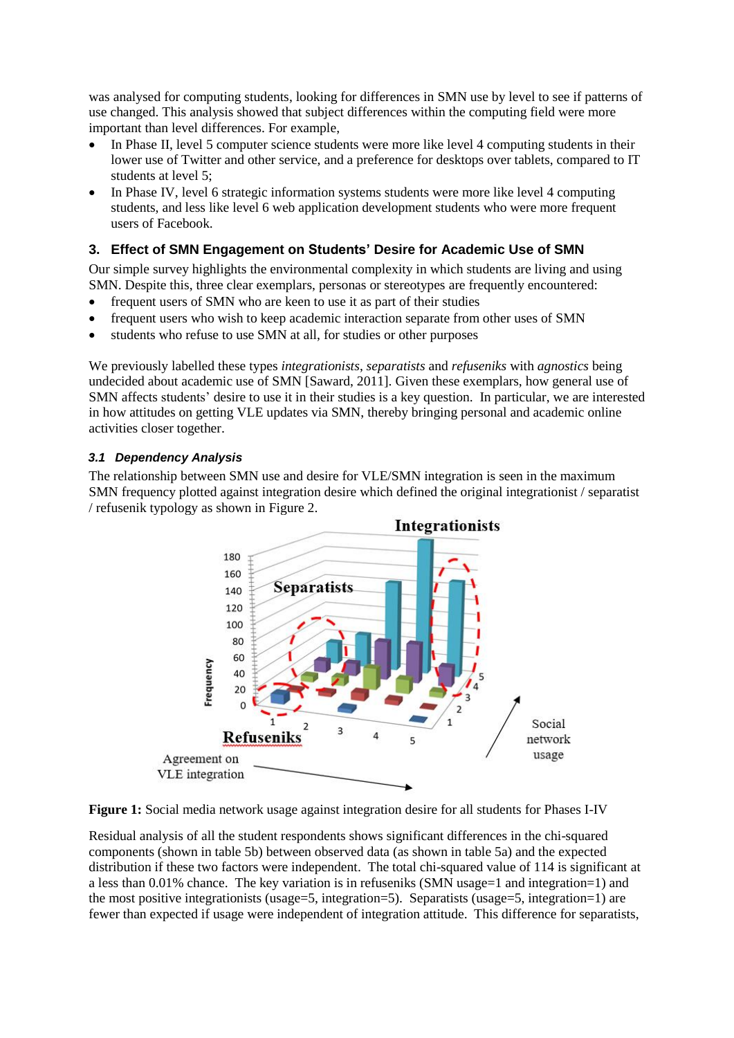was analysed for computing students, looking for differences in SMN use by level to see if patterns of use changed. This analysis showed that subject differences within the computing field were more important than level differences. For example,

- In Phase II, level 5 computer science students were more like level 4 computing students in their lower use of Twitter and other service, and a preference for desktops over tablets, compared to IT students at level 5;
- In Phase IV, level 6 strategic information systems students were more like level 4 computing students, and less like level 6 web application development students who were more frequent users of Facebook.

## 3. Effect of SMN Engagement on Students' Desire for Academic Use of SMN

Our simple survey highlights the environmental complexity in which students are living and using SMN. Despite this, three clear exemplars, personas or stereotypes are frequently encountered:

- frequent users of SMN who are keen to use it as part of their studies
- frequent users who wish to keep academic interaction separate from other uses of SMN
- students who refuse to use SMN at all, for studies or other purposes

We previously labelled these types *integrationists*, *separatists* and *refuseniks* with *agnostics* being undecided about academic use of SMN [Saward, 2011]. Given these exemplars, how general use of SMN affects students' desire to use it in their studies is a key question. In particular, we are interested in how attitudes on getting VLE updates via SMN, thereby bringing personal and academic online activities closer together.

### *3.1 Dependency Analysis*

The relationship between SMN use and desire for VLE/SMN integration is seen in the maximum SMN frequency plotted against integration desire which defined the original integrationist / separatist / refusenik typology as shown in Figure 2.

**Figure 1:** Social media network usage against integration desire for all students for Phases I-IV

Residual analysis of all the student respondents shows significant differences in the chi-squared components (shown in table 5b) between observed data (as shown in table 5a) and the expected distribution if these two factors were independent. The total chi-squared value of 114 is significant at a less than 0.01% chance. The key variation is in refuseniks (SMN usage=1 and integration=1) and the most positive integrationists (usage=5, integration=5). Separatists (usage=5, integration=1) are fewer than expected if usage were independent of integration attitude. This difference for separatists,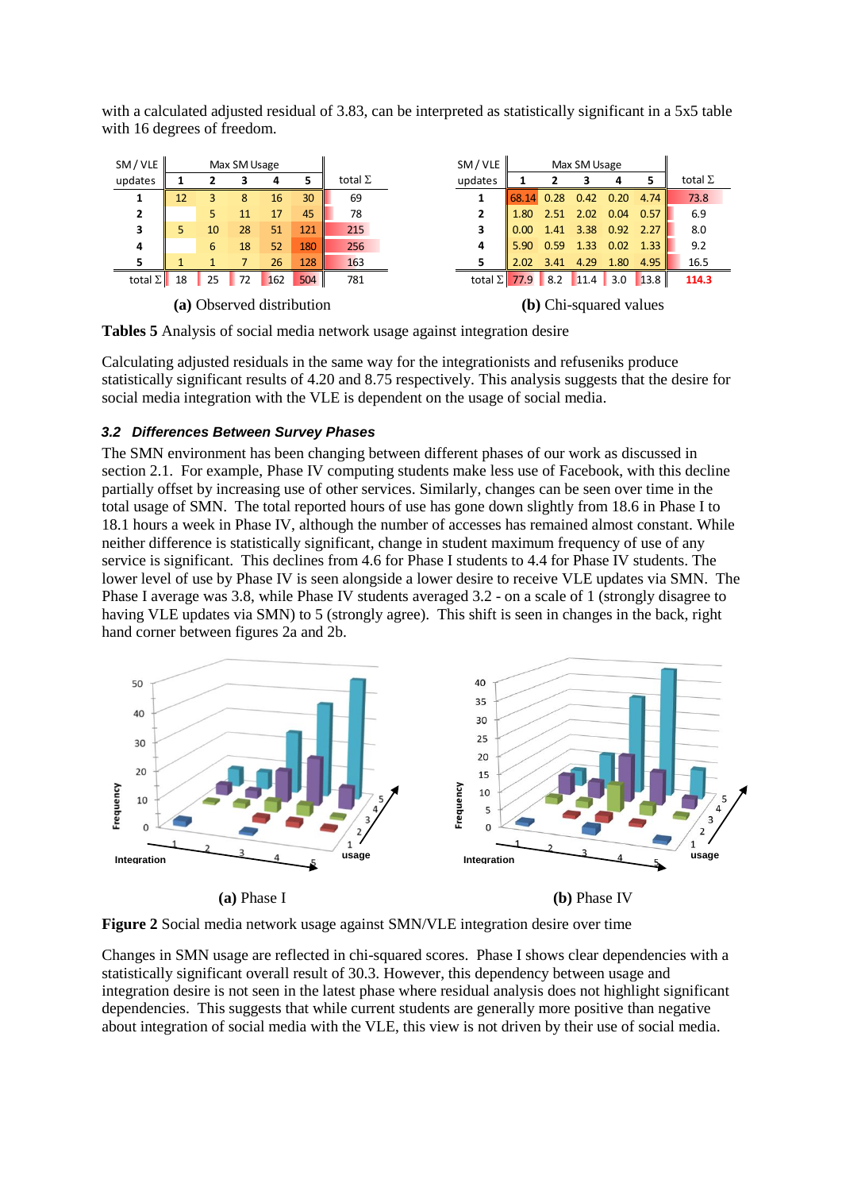with a calculated adjusted residual of 3.83, can be interpreted as statistically significant in a 5x5 table with 16 degrees of freedom.

| SM / VLE updates | Max SM Usage 1 | 2 | 3 | 4 | 5 | total Σ |
|---|---|---|---|---|---|---|
| 1 | 12 | 3 | 8 | 16 | 30 | 69 |
| 2 | | 5 | 11 | 17 | 45 | 78 |
| 3 | 5 | 10 | 28 | 51 | 121 | 215 |
| 4 | | 6 | 18 | 52 | 180 | 256 |
| 5 | 1 | 1 | 7 | 26 | 128 | 163 |
| total Σ | 18 | 25 | 72 | 162 | 504 | 781 |

**(a)** Observed distribution

| SM / VLE updates | Max SM Usage 1 | 2 | 3 | 4 | 5 | total Σ |
|---|---|---|---|---|---|---|
| 1 | 68.14 | 0.28 | 0.42 | 0.20 | 4.74 | 73.8 |
| 2 | 1.80 | 2.51 | 2.02 | 0.04 | 0.57 | 6.9 |
| 3 | 0.00 | 1.41 | 3.38 | 0.92 | 2.27 | 8.0 |
| 4 | 5.90 | 0.59 | 1.33 | 0.02 | 1.33 | 9.2 |
| 5 | 2.02 | 3.41 | 4.29 | 1.80 | 4.95 | 16.5 |
| total Σ | 77.9 | 8.2 | 11.4 | 3.0 | 13.8 | 114.3 |

**(b)** Chi-squared values

**Tables 5** Analysis of social media network usage against integration desire

Calculating adjusted residuals in the same way for the integrationists and refuseniks produce statistically significant results of 4.20 and 8.75 respectively. This analysis suggests that the desire for social media integration with the VLE is dependent on the usage of social media.

### *3.2 Differences Between Survey Phases*

The SMN environment has been changing between different phases of our work as discussed in section 2.1. For example, Phase IV computing students make less use of Facebook, with this decline partially offset by increasing use of other services. Similarly, changes can be seen over time in the total usage of SMN. The total reported hours of use has gone down slightly from 18.6 in Phase I to 18.1 hours a week in Phase IV, although the number of accesses has remained almost constant. While neither difference is statistically significant, change in student maximum frequency of use of any service is significant. This declines from 4.6 for Phase I students to 4.4 for Phase IV students. The lower level of use by Phase IV is seen alongside a lower desire to receive VLE updates via SMN. The Phase I average was 3.8, while Phase IV students averaged 3.2 - on a scale of 1 (strongly disagree to having VLE updates via SMN) to 5 (strongly agree). This shift is seen in changes in the back, right hand corner between figures 2a and 2b.

**(a)** Phase I

**(b)** Phase IV

**Figure 2** Social media network usage against SMN/VLE integration desire over time

Changes in SMN usage are reflected in chi-squared scores. Phase I shows clear dependencies with a statistically significant overall result of 30.3. However, this dependency between usage and integration desire is not seen in the latest phase where residual analysis does not highlight significant dependencies. This suggests that while current students are generally more positive than negative about integration of social media with the VLE, this view is not driven by their use of social media.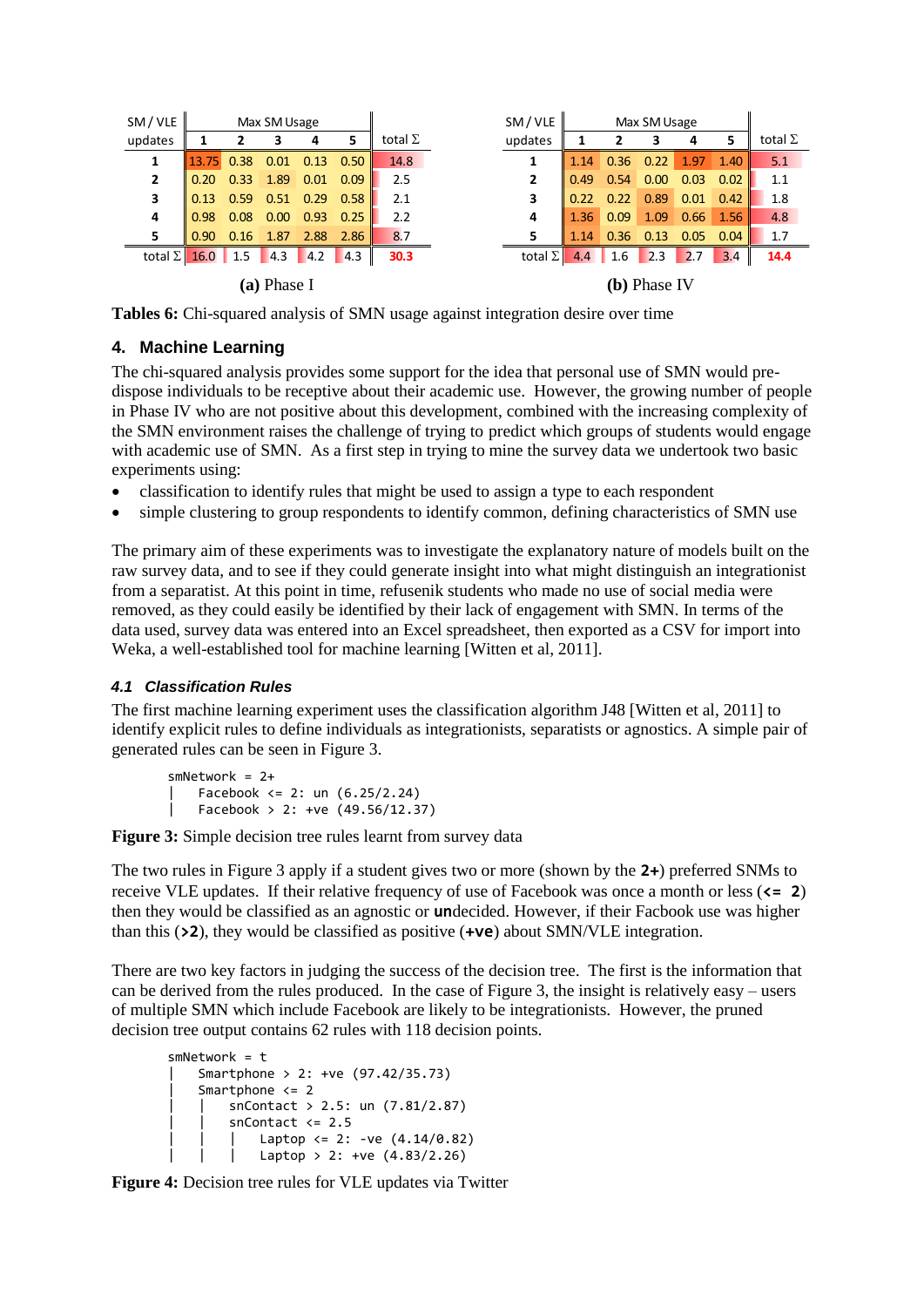| SM / VLE updates | Max SM Usage 1 | 2 | 3 | 4 | 5 | total Σ |
|---|---|---|---|---|---|---|
| **1** | 13.75 | 0.38 | 0.01 | 0.13 | 0.50 | 14.8 |
| **2** | 0.20 | 0.33 | 1.89 | 0.01 | 0.09 | 2.5 |
| **3** | 0.13 | 0.59 | 0.51 | 0.29 | 0.58 | 2.1 |
| **4** | 0.98 | 0.08 | 0.00 | 0.93 | 0.25 | 2.2 |
| **5** | 0.90 | 0.16 | 1.87 | 2.88 | 2.86 | 8.7 |
| total Σ | 16.0 | 1.5 | 4.3 | 4.2 | 4.3 | **30.3** |

**(a)** Phase I

| SM / VLE updates | Max SM Usage 1 | 2 | 3 | 4 | 5 | total Σ |
|---|---|---|---|---|---|---|
| **1** | 1.14 | 0.36 | 0.22 | 1.97 | 1.40 | 5.1 |
| **2** | 0.49 | 0.54 | 0.00 | 0.03 | 0.02 | 1.1 |
| **3** | 0.22 | 0.22 | 0.89 | 0.01 | 0.42 | 1.8 |
| **4** | 1.36 | 0.09 | 1.09 | 0.66 | 1.56 | 4.8 |
| **5** | 1.14 | 0.36 | 0.13 | 0.05 | 0.04 | 1.7 |
| total Σ | 4.4 | 1.6 | 2.3 | 2.7 | 3.4 | **14.4** |

**(b)** Phase IV

**Tables 6:** Chi-squared analysis of SMN usage against integration desire over time

## 4. Machine Learning

The chi-squared analysis provides some support for the idea that personal use of SMN would pre-dispose individuals to be receptive about their academic use. However, the growing number of people in Phase IV who are not positive about this development, combined with the increasing complexity of the SMN environment raises the challenge of trying to predict which groups of students would engage with academic use of SMN. As a first step in trying to mine the survey data we undertook two basic experiments using:

- classification to identify rules that might be used to assign a type to each respondent
- simple clustering to group respondents to identify common, defining characteristics of SMN use

The primary aim of these experiments was to investigate the explanatory nature of models built on the raw survey data, and to see if they could generate insight into what might distinguish an integrationist from a separatist. At this point in time, refusenik students who made no use of social media were removed, as they could easily be identified by their lack of engagement with SMN. In terms of the data used, survey data was entered into an Excel spreadsheet, then exported as a CSV for import into Weka, a well-established tool for machine learning [Witten et al, 2011].

### *4.1 Classification Rules*

The first machine learning experiment uses the classification algorithm J48 [Witten et al, 2011] to identify explicit rules to define individuals as integrationists, separatists or agnostics. A simple pair of generated rules can be seen in Figure 3.

```
smNetwork = 2+
|   Facebook <= 2: un (6.25/2.24)
|   Facebook > 2: +ve (49.56/12.37)
```

**Figure 3:** Simple decision tree rules learnt from survey data

The two rules in Figure 3 apply if a student gives two or more (shown by the **2+**) preferred SNMs to receive VLE updates. If their relative frequency of use of Facebook was once a month or less (**<= 2**) then they would be classified as an agnostic or **un**decided. However, if their Facbook use was higher than this (**>2**), they would be classified as positive (**+ve**) about SMN/VLE integration.

There are two key factors in judging the success of the decision tree. The first is the information that can be derived from the rules produced. In the case of Figure 3, the insight is relatively easy – users of multiple SMN which include Facebook are likely to be integrationists. However, the pruned decision tree output contains 62 rules with 118 decision points.

```
smNetwork = t
|   Smartphone > 2: +ve (97.42/35.73)
|   Smartphone <= 2
|   |   snContact > 2.5: un (7.81/2.87)
|   |   snContact <= 2.5
|   |   |   Laptop <= 2: -ve (4.14/0.82)
|   |   |   Laptop > 2: +ve (4.83/2.26)
```

**Figure 4:** Decision tree rules for VLE updates via Twitter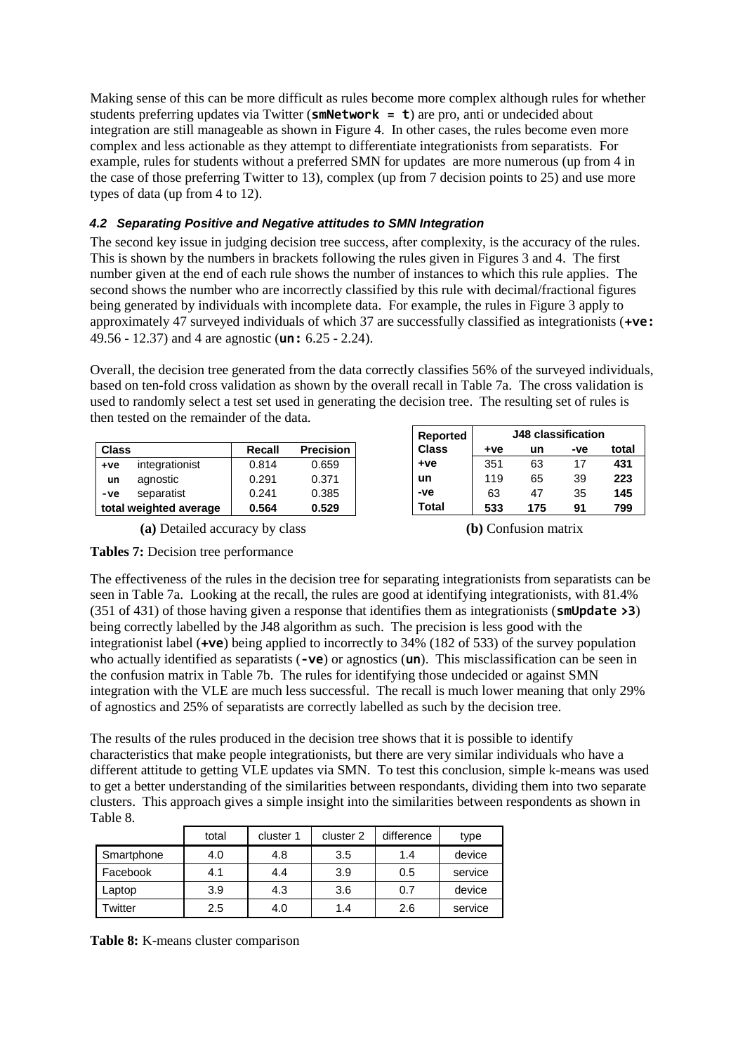Making sense of this can be more difficult as rules become more complex although rules for whether students preferring updates via Twitter (**smNetwork = t**) are pro, anti or undecided about integration are still manageable as shown in Figure 4. In other cases, the rules become even more complex and less actionable as they attempt to differentiate integrationists from separatists. For example, rules for students without a preferred SMN for updates are more numerous (up from 4 in the case of those preferring Twitter to 13), complex (up from 7 decision points to 25) and use more types of data (up from 4 to 12).

### *4.2 Separating Positive and Negative attitudes to SMN Integration*

The second key issue in judging decision tree success, after complexity, is the accuracy of the rules. This is shown by the numbers in brackets following the rules given in Figures 3 and 4. The first number given at the end of each rule shows the number of instances to which this rule applies. The second shows the number who are incorrectly classified by this rule with decimal/fractional figures being generated by individuals with incomplete data. For example, the rules in Figure 3 apply to approximately 47 surveyed individuals of which 37 are successfully classified as integrationists (**+ve:** 49.56 - 12.37) and 4 are agnostic (**un:** 6.25 - 2.24).

Overall, the decision tree generated from the data correctly classifies 56% of the surveyed individuals, based on ten-fold cross validation as shown by the overall recall in Table 7a. The cross validation is used to randomly select a test set used in generating the decision tree. The resulting set of rules is then tested on the remainder of the data.

| Class | | Recall | Precision |
|---|---|---|---|
| +ve | integrationist | 0.814 | 0.659 |
| un | agnostic | 0.291 | 0.371 |
| -ve | separatist | 0.241 | 0.385 |
| **total weighted average** | | **0.564** | **0.529** |

**(a)** Detailed accuracy by class

| Reported | J48 classification | | | |
|---|---|---|---|---|
| Class | +ve | un | -ve | total |
| +ve | 351 | 63 | 17 | **431** |
| un | 119 | 65 | 39 | **223** |
| -ve | 63 | 47 | 35 | **145** |
| **Total** | **533** | **175** | **91** | **799** |

**(b)** Confusion matrix

**Tables 7:** Decision tree performance

The effectiveness of the rules in the decision tree for separating integrationists from separatists can be seen in Table 7a. Looking at the recall, the rules are good at identifying integrationists, with 81.4% (351 of 431) of those having given a response that identifies them as integrationists (**smUpdate >3**) being correctly labelled by the J48 algorithm as such. The precision is less good with the integrationist label (**+ve**) being applied to incorrectly to 34% (182 of 533) of the survey population who actually identified as separatists (**-ve**) or agnostics (**un**). This misclassification can be seen in the confusion matrix in Table 7b. The rules for identifying those undecided or against SMN integration with the VLE are much less successful. The recall is much lower meaning that only 29% of agnostics and 25% of separatists are correctly labelled as such by the decision tree.

The results of the rules produced in the decision tree shows that it is possible to identify characteristics that make people integrationists, but there are very similar individuals who have a different attitude to getting VLE updates via SMN. To test this conclusion, simple k-means was used to get a better understanding of the similarities between respondants, dividing them into two separate clusters. This approach gives a simple insight into the similarities between respondents as shown in Table 8.

| | total | cluster 1 | cluster 2 | difference | type |
|---|---|---|---|---|---|
| Smartphone | 4.0 | 4.8 | 3.5 | 1.4 | device |
| Facebook | 4.1 | 4.4 | 3.9 | 0.5 | service |
| Laptop | 3.9 | 4.3 | 3.6 | 0.7 | device |
| Twitter | 2.5 | 4.0 | 1.4 | 2.6 | service |

**Table 8:** K-means cluster comparison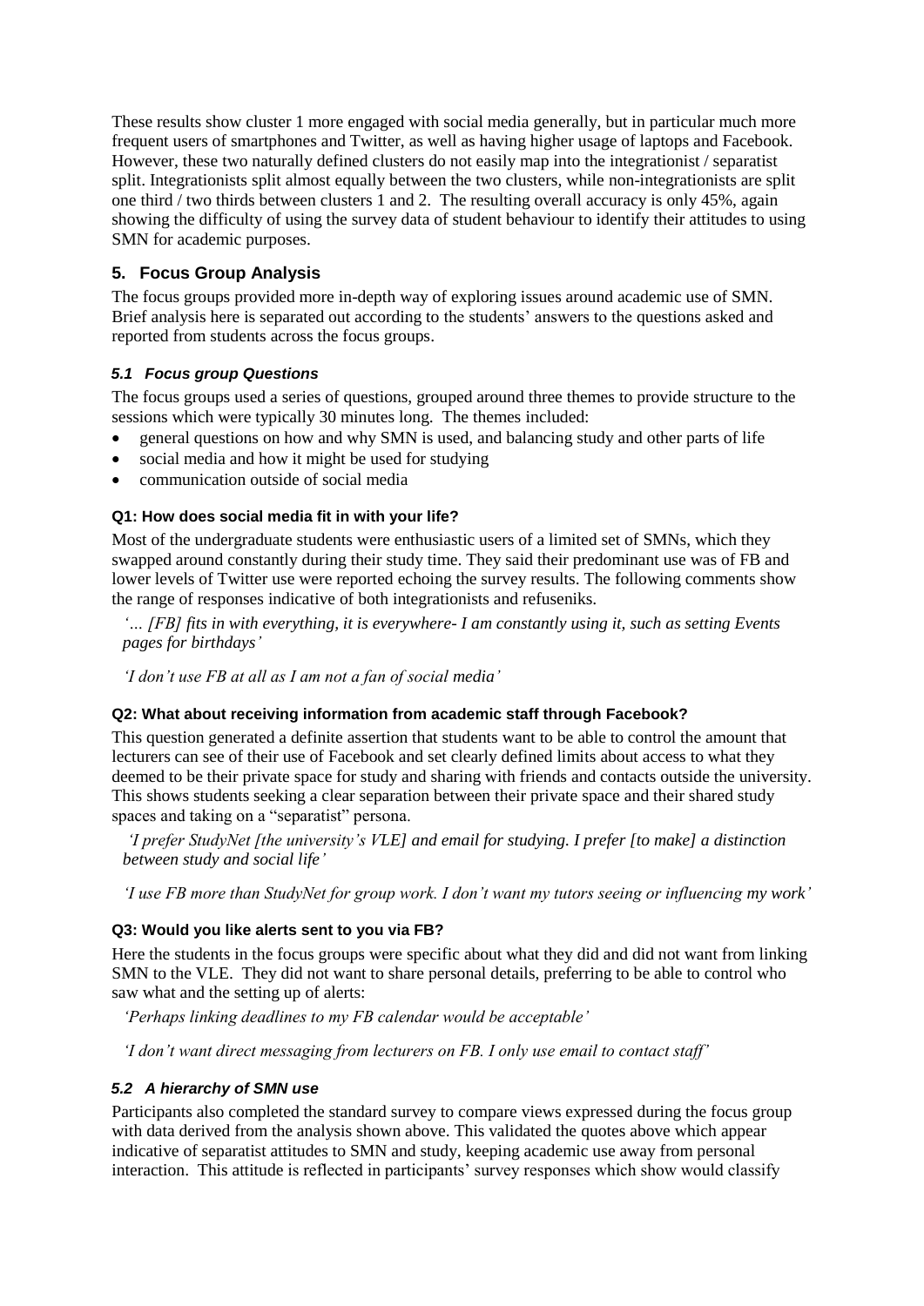These results show cluster 1 more engaged with social media generally, but in particular much more frequent users of smartphones and Twitter, as well as having higher usage of laptops and Facebook. However, these two naturally defined clusters do not easily map into the integrationist / separatist split. Integrationists split almost equally between the two clusters, while non-integrationists are split one third / two thirds between clusters 1 and 2. The resulting overall accuracy is only 45%, again showing the difficulty of using the survey data of student behaviour to identify their attitudes to using SMN for academic purposes.

## 5. Focus Group Analysis

The focus groups provided more in-depth way of exploring issues around academic use of SMN. Brief analysis here is separated out according to the students' answers to the questions asked and reported from students across the focus groups.

### *5.1 Focus group Questions*

The focus groups used a series of questions, grouped around three themes to provide structure to the sessions which were typically 30 minutes long. The themes included:

- general questions on how and why SMN is used, and balancing study and other parts of life
- social media and how it might be used for studying
- communication outside of social media

#### Q1: How does social media fit in with your life?

Most of the undergraduate students were enthusiastic users of a limited set of SMNs, which they swapped around constantly during their study time. They said their predominant use was of FB and lower levels of Twitter use were reported echoing the survey results. The following comments show the range of responses indicative of both integrationists and refuseniks.

*'… [FB] fits in with everything, it is everywhere- I am constantly using it, such as setting Events pages for birthdays'*

*'I don't use FB at all as I am not a fan of social media'*

#### Q2: What about receiving information from academic staff through Facebook?

This question generated a definite assertion that students want to be able to control the amount that lecturers can see of their use of Facebook and set clearly defined limits about access to what they deemed to be their private space for study and sharing with friends and contacts outside the university. This shows students seeking a clear separation between their private space and their shared study spaces and taking on a "separatist" persona.

*'I prefer StudyNet [the university's VLE] and email for studying. I prefer [to make] a distinction between study and social life'*

*'I use FB more than StudyNet for group work. I don't want my tutors seeing or influencing my work'*

#### Q3: Would you like alerts sent to you via FB?

Here the students in the focus groups were specific about what they did and did not want from linking SMN to the VLE. They did not want to share personal details, preferring to be able to control who saw what and the setting up of alerts:

*'Perhaps linking deadlines to my FB calendar would be acceptable'*

*'I don't want direct messaging from lecturers on FB. I only use email to contact staff'*

### *5.2 A hierarchy of SMN use*

Participants also completed the standard survey to compare views expressed during the focus group with data derived from the analysis shown above. This validated the quotes above which appear indicative of separatist attitudes to SMN and study, keeping academic use away from personal interaction. This attitude is reflected in participants' survey responses which show would classify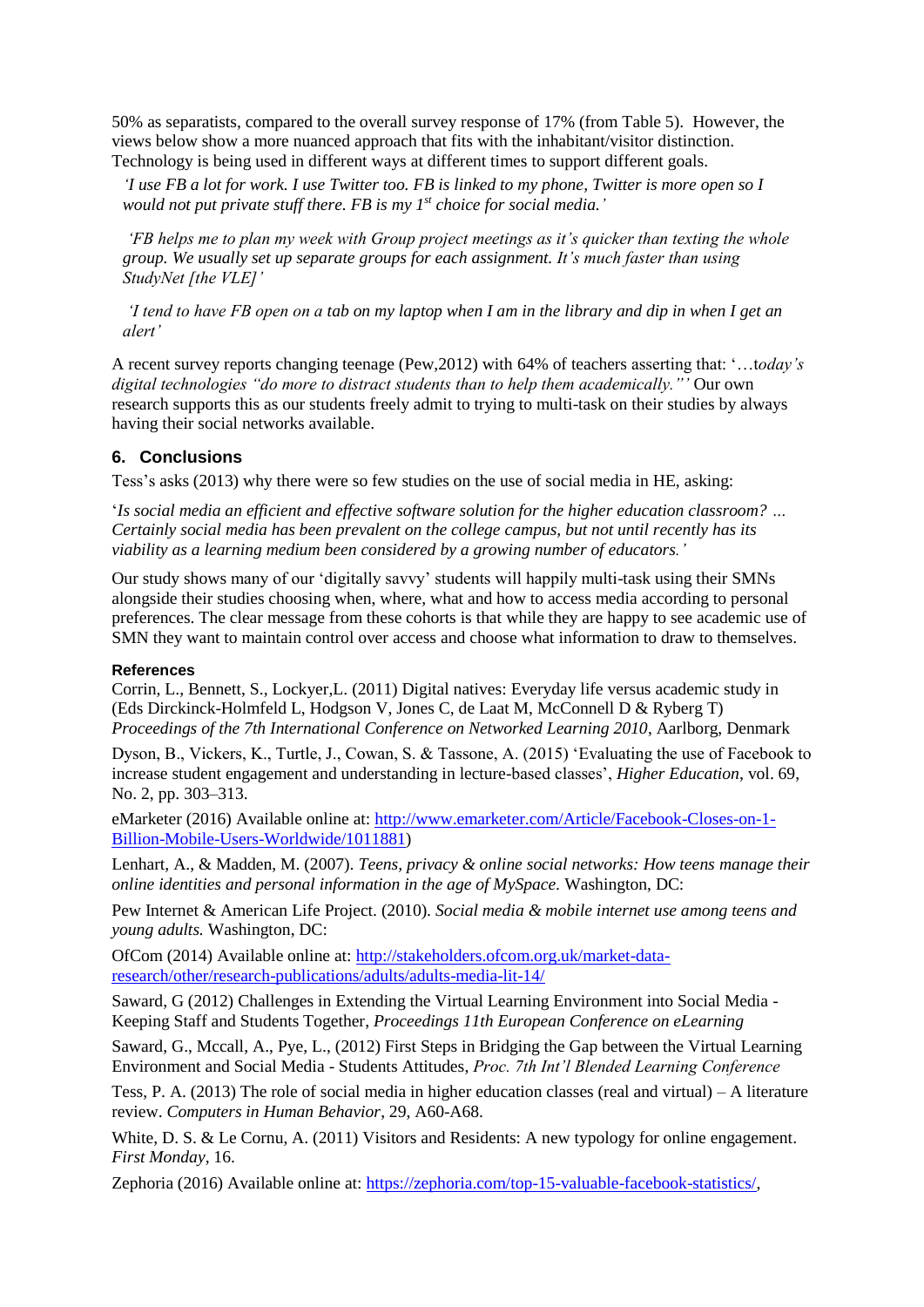50% as separatists, compared to the overall survey response of 17% (from Table 5). However, the views below show a more nuanced approach that fits with the inhabitant/visitor distinction. Technology is being used in different ways at different times to support different goals.

> *'I use FB a lot for work. I use Twitter too. FB is linked to my phone, Twitter is more open so I would not put private stuff there. FB is my 1st choice for social media.'*

> *'FB helps me to plan my week with Group project meetings as it's quicker than texting the whole group. We usually set up separate groups for each assignment. It's much faster than using StudyNet [the VLE]'*

> *'I tend to have FB open on a tab on my laptop when I am in the library and dip in when I get an alert'*

A recent survey reports changing teenage (Pew,2012) with 64% of teachers asserting that: '…*today's digital technologies "do more to distract students than to help them academically."'* Our own research supports this as our students freely admit to trying to multi-task on their studies by always having their social networks available.

## 6. Conclusions

Tess's asks (2013) why there were so few studies on the use of social media in HE, asking:

'*Is social media an efficient and effective software solution for the higher education classroom? … Certainly social media has been prevalent on the college campus, but not until recently has its viability as a learning medium been considered by a growing number of educators.'*

Our study shows many of our 'digitally savvy' students will happily multi-task using their SMNs alongside their studies choosing when, where, what and how to access media according to personal preferences. The clear message from these cohorts is that while they are happy to see academic use of SMN they want to maintain control over access and choose what information to draw to themselves.

### References

Corrin, L., Bennett, S., Lockyer,L. (2011) Digital natives: Everyday life versus academic study in (Eds Dirckinck-Holmfeld L, Hodgson V, Jones C, de Laat M, McConnell D & Ryberg T) *Proceedings of the 7th International Conference on Networked Learning 2010*, Aarlborg, Denmark

Dyson, B., Vickers, K., Turtle, J., Cowan, S. & Tassone, A. (2015) 'Evaluating the use of Facebook to increase student engagement and understanding in lecture-based classes', *Higher Education*, vol. 69, No. 2, pp. 303–313.

eMarketer (2016) Available online at: http://www.emarketer.com/Article/Facebook-Closes-on-1-Billion-Mobile-Users-Worldwide/1011881)

Lenhart, A., & Madden, M. (2007). *Teens, privacy & online social networks: How teens manage their online identities and personal information in the age of MySpace*. Washington, DC:

Pew Internet & American Life Project. (2010). *Social media & mobile internet use among teens and young adults.* Washington, DC:

OfCom (2014) Available online at: http://stakeholders.ofcom.org.uk/market-data-research/other/research-publications/adults/adults-media-lit-14/

Saward, G (2012) Challenges in Extending the Virtual Learning Environment into Social Media - Keeping Staff and Students Together, *Proceedings 11th European Conference on eLearning*

Saward, G., Mccall, A., Pye, L., (2012) First Steps in Bridging the Gap between the Virtual Learning Environment and Social Media - Students Attitudes, *Proc. 7th Int'l Blended Learning Conference*

Tess, P. A. (2013) The role of social media in higher education classes (real and virtual) – A literature review. *Computers in Human Behavior*, 29, A60-A68.

White, D. S. & Le Cornu, A. (2011) Visitors and Residents: A new typology for online engagement. *First Monday*, 16.

Zephoria (2016) Available online at: https://zephoria.com/top-15-valuable-facebook-statistics/,